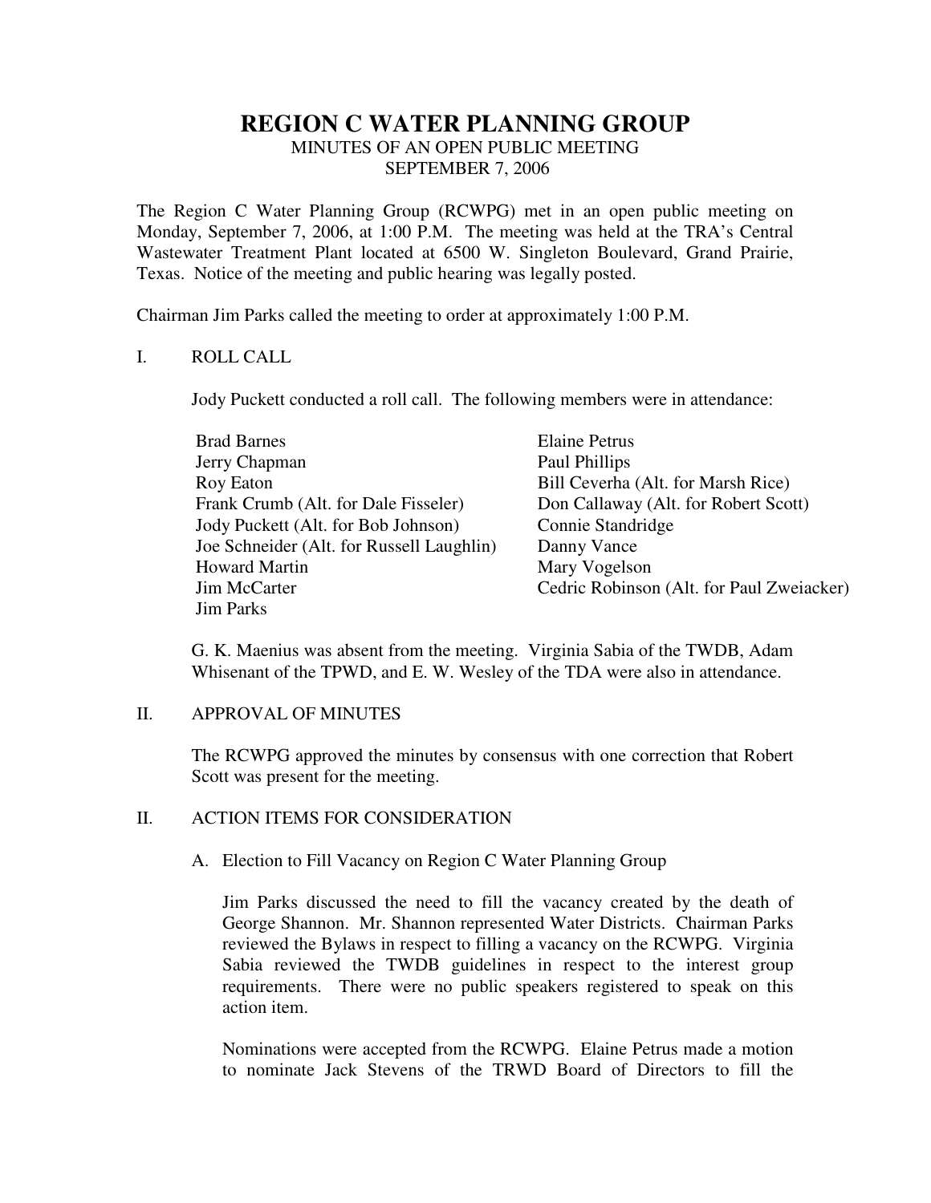# REGION C WATER PLANNING GROUP

MINUTES OF AN OPEN PUBLIC MEETING
SEPTEMBER 7, 2006

The Region C Water Planning Group (RCWPG) met in an open public meeting on Monday, September 7, 2006, at 1:00 P.M. The meeting was held at the TRA's Central Wastewater Treatment Plant located at 6500 W. Singleton Boulevard, Grand Prairie, Texas. Notice of the meeting and public hearing was legally posted.

Chairman Jim Parks called the meeting to order at approximately 1:00 P.M.

I. ROLL CALL

Jody Puckett conducted a roll call. The following members were in attendance:

Brad Barnes
Jerry Chapman
Roy Eaton
Frank Crumb (Alt. for Dale Fisseler)
Jody Puckett (Alt. for Bob Johnson)
Joe Schneider (Alt. for Russell Laughlin)
Howard Martin
Jim McCarter
Jim Parks
Elaine Petrus
Paul Phillips
Bill Ceverha (Alt. for Marsh Rice)
Don Callaway (Alt. for Robert Scott)
Connie Standridge
Danny Vance
Mary Vogelson
Cedric Robinson (Alt. for Paul Zweiacker)

G. K. Maenius was absent from the meeting. Virginia Sabia of the TWDB, Adam Whisenant of the TPWD, and E. W. Wesley of the TDA were also in attendance.

II. APPROVAL OF MINUTES

The RCWPG approved the minutes by consensus with one correction that Robert Scott was present for the meeting.

II. ACTION ITEMS FOR CONSIDERATION

A. Election to Fill Vacancy on Region C Water Planning Group

Jim Parks discussed the need to fill the vacancy created by the death of George Shannon. Mr. Shannon represented Water Districts. Chairman Parks reviewed the Bylaws in respect to filling a vacancy on the RCWPG. Virginia Sabia reviewed the TWDB guidelines in respect to the interest group requirements. There were no public speakers registered to speak on this action item.

Nominations were accepted from the RCWPG. Elaine Petrus made a motion to nominate Jack Stevens of the TRWD Board of Directors to fill the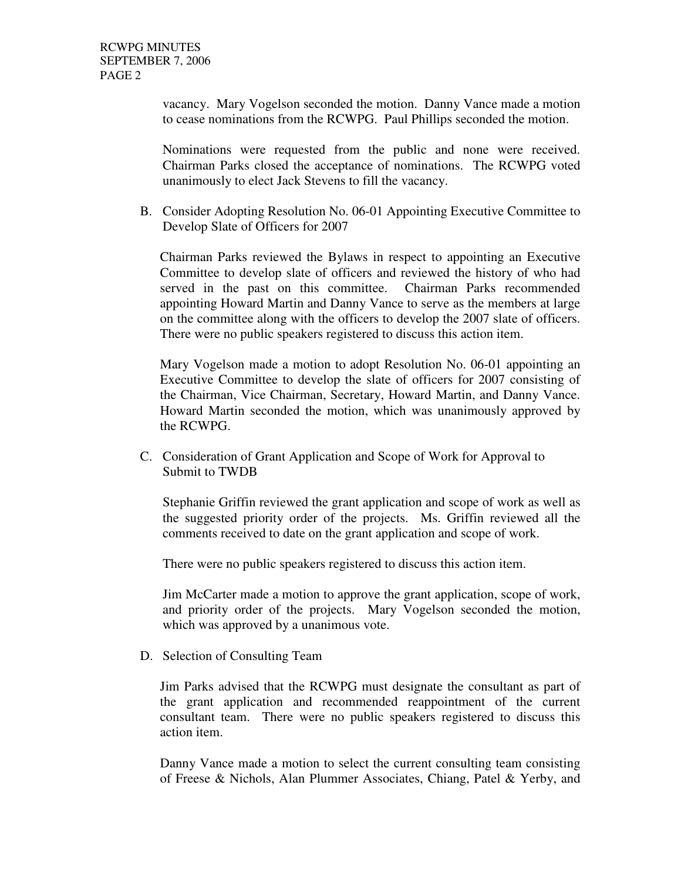vacancy. Mary Vogelson seconded the motion. Danny Vance made a motion to cease nominations from the RCWPG. Paul Phillips seconded the motion.

Nominations were requested from the public and none were received. Chairman Parks closed the acceptance of nominations. The RCWPG voted unanimously to elect Jack Stevens to fill the vacancy.

B. Consider Adopting Resolution No. 06-01 Appointing Executive Committee to Develop Slate of Officers for 2007

Chairman Parks reviewed the Bylaws in respect to appointing an Executive Committee to develop slate of officers and reviewed the history of who had served in the past on this committee. Chairman Parks recommended appointing Howard Martin and Danny Vance to serve as the members at large on the committee along with the officers to develop the 2007 slate of officers. There were no public speakers registered to discuss this action item.

Mary Vogelson made a motion to adopt Resolution No. 06-01 appointing an Executive Committee to develop the slate of officers for 2007 consisting of the Chairman, Vice Chairman, Secretary, Howard Martin, and Danny Vance. Howard Martin seconded the motion, which was unanimously approved by the RCWPG.

C. Consideration of Grant Application and Scope of Work for Approval to Submit to TWDB

Stephanie Griffin reviewed the grant application and scope of work as well as the suggested priority order of the projects. Ms. Griffin reviewed all the comments received to date on the grant application and scope of work.

There were no public speakers registered to discuss this action item.

Jim McCarter made a motion to approve the grant application, scope of work, and priority order of the projects. Mary Vogelson seconded the motion, which was approved by a unanimous vote.

D. Selection of Consulting Team

Jim Parks advised that the RCWPG must designate the consultant as part of the grant application and recommended reappointment of the current consultant team. There were no public speakers registered to discuss this action item.

Danny Vance made a motion to select the current consulting team consisting of Freese & Nichols, Alan Plummer Associates, Chiang, Patel & Yerby, and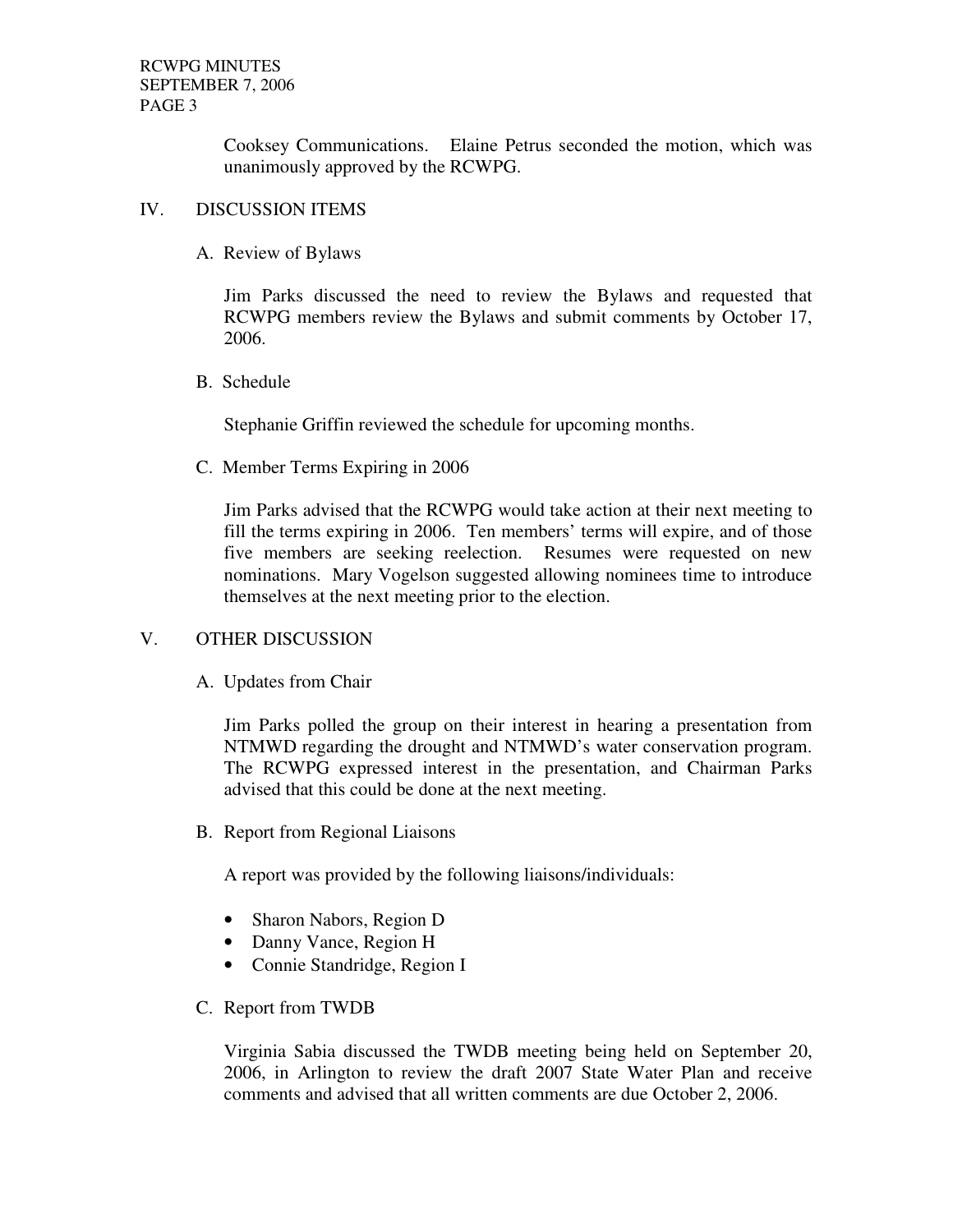Cooksey Communications. Elaine Petrus seconded the motion, which was unanimously approved by the RCWPG.

## IV. DISCUSSION ITEMS

### A. Review of Bylaws

Jim Parks discussed the need to review the Bylaws and requested that RCWPG members review the Bylaws and submit comments by October 17, 2006.

### B. Schedule

Stephanie Griffin reviewed the schedule for upcoming months.

### C. Member Terms Expiring in 2006

Jim Parks advised that the RCWPG would take action at their next meeting to fill the terms expiring in 2006. Ten members' terms will expire, and of those five members are seeking reelection. Resumes were requested on new nominations. Mary Vogelson suggested allowing nominees time to introduce themselves at the next meeting prior to the election.

## V. OTHER DISCUSSION

### A. Updates from Chair

Jim Parks polled the group on their interest in hearing a presentation from NTMWD regarding the drought and NTMWD's water conservation program. The RCWPG expressed interest in the presentation, and Chairman Parks advised that this could be done at the next meeting.

### B. Report from Regional Liaisons

A report was provided by the following liaisons/individuals:

- Sharon Nabors, Region D
- Danny Vance, Region H
- Connie Standridge, Region I

### C. Report from TWDB

Virginia Sabia discussed the TWDB meeting being held on September 20, 2006, in Arlington to review the draft 2007 State Water Plan and receive comments and advised that all written comments are due October 2, 2006.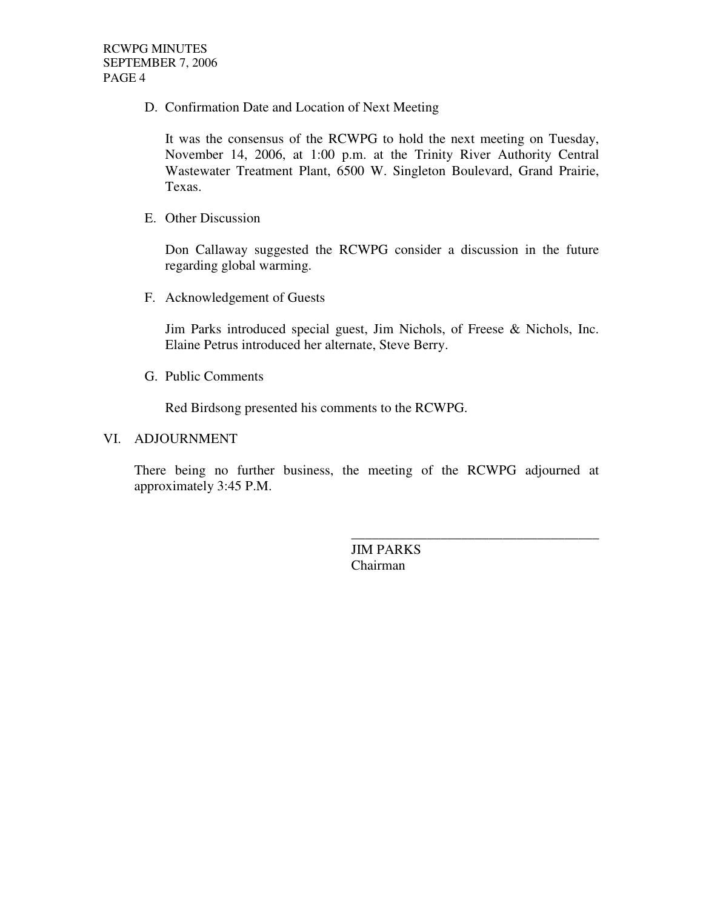D. Confirmation Date and Location of Next Meeting

   It was the consensus of the RCWPG to hold the next meeting on Tuesday, November 14, 2006, at 1:00 p.m. at the Trinity River Authority Central Wastewater Treatment Plant, 6500 W. Singleton Boulevard, Grand Prairie, Texas.

E. Other Discussion

   Don Callaway suggested the RCWPG consider a discussion in the future regarding global warming.

F. Acknowledgement of Guests

   Jim Parks introduced special guest, Jim Nichols, of Freese & Nichols, Inc. Elaine Petrus introduced her alternate, Steve Berry.

G. Public Comments

   Red Birdsong presented his comments to the RCWPG.

## VI. ADJOURNMENT

There being no further business, the meeting of the RCWPG adjourned at approximately 3:45 P.M.

\_\_\_\_\_\_\_\_\_\_\_\_\_\_\_\_\_\_\_\_\_\_\_\_\_\_\_\_\_\_\_\_\_\_\_\_

JIM PARKS
Chairman